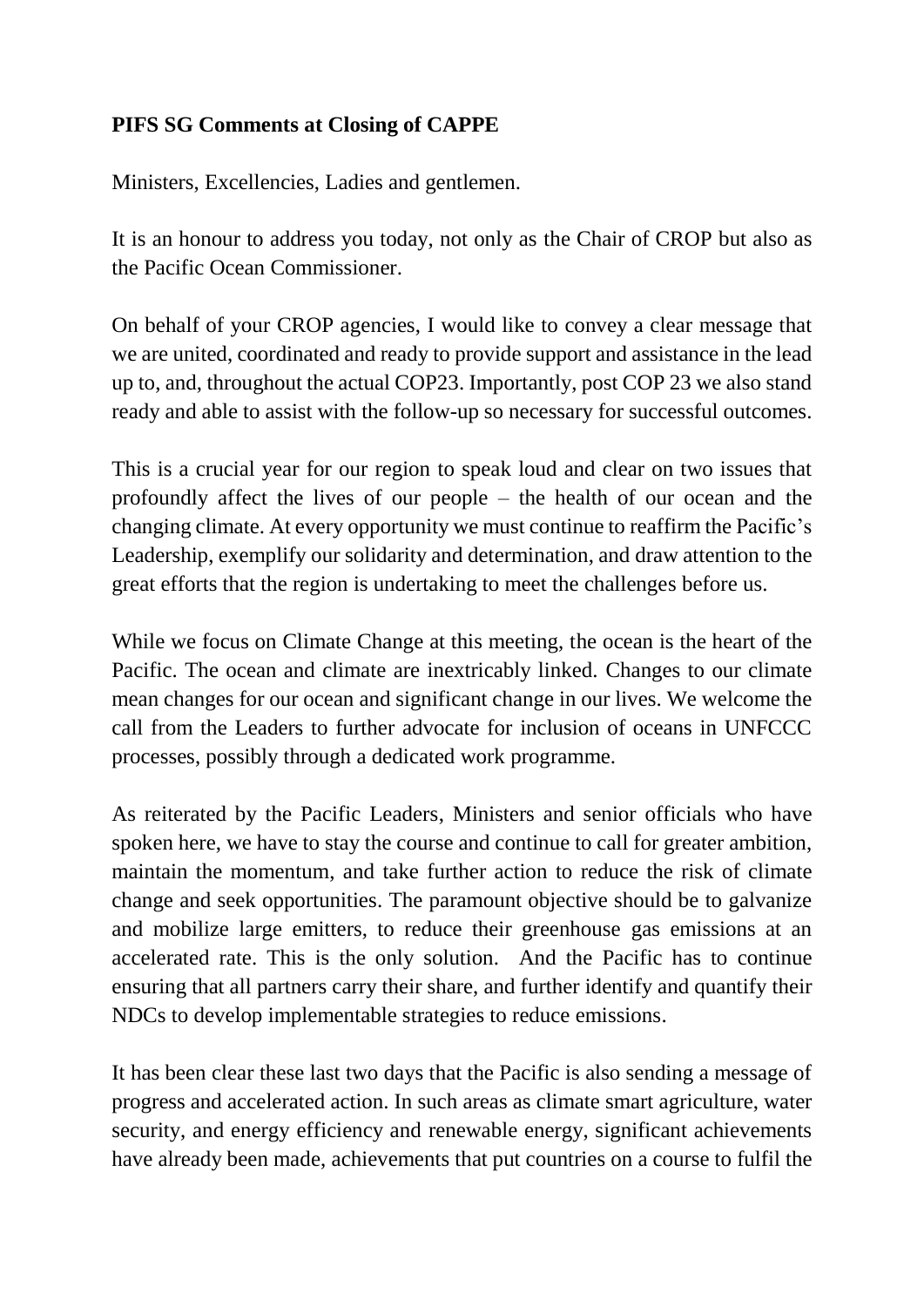**PIFS SG Comments at Closing of CAPPE**

Ministers, Excellencies, Ladies and gentlemen.

It is an honour to address you today, not only as the Chair of CROP but also as the Pacific Ocean Commissioner.

On behalf of your CROP agencies, I would like to convey a clear message that we are united, coordinated and ready to provide support and assistance in the lead up to, and, throughout the actual COP23. Importantly, post COP 23 we also stand ready and able to assist with the follow-up so necessary for successful outcomes.

This is a crucial year for our region to speak loud and clear on two issues that profoundly affect the lives of our people – the health of our ocean and the changing climate. At every opportunity we must continue to reaffirm the Pacific's Leadership, exemplify our solidarity and determination, and draw attention to the great efforts that the region is undertaking to meet the challenges before us.

While we focus on Climate Change at this meeting, the ocean is the heart of the Pacific. The ocean and climate are inextricably linked. Changes to our climate mean changes for our ocean and significant change in our lives. We welcome the call from the Leaders to further advocate for inclusion of oceans in UNFCCC processes, possibly through a dedicated work programme.

As reiterated by the Pacific Leaders, Ministers and senior officials who have spoken here, we have to stay the course and continue to call for greater ambition, maintain the momentum, and take further action to reduce the risk of climate change and seek opportunities. The paramount objective should be to galvanize and mobilize large emitters, to reduce their greenhouse gas emissions at an accelerated rate. This is the only solution. And the Pacific has to continue ensuring that all partners carry their share, and further identify and quantify their NDCs to develop implementable strategies to reduce emissions.

It has been clear these last two days that the Pacific is also sending a message of progress and accelerated action. In such areas as climate smart agriculture, water security, and energy efficiency and renewable energy, significant achievements have already been made, achievements that put countries on a course to fulfil the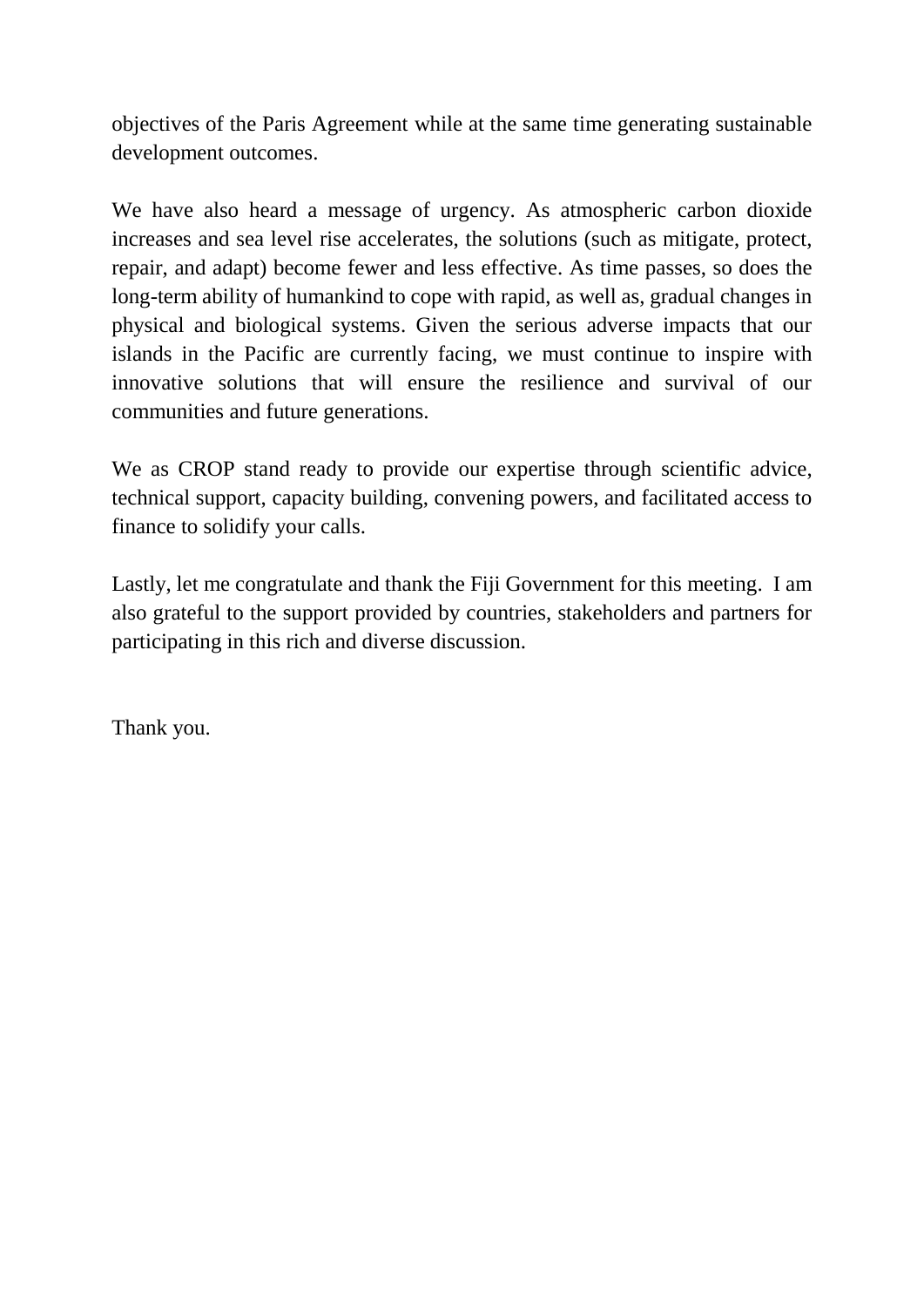objectives of the Paris Agreement while at the same time generating sustainable development outcomes.

We have also heard a message of urgency. As atmospheric carbon dioxide increases and sea level rise accelerates, the solutions (such as mitigate, protect, repair, and adapt) become fewer and less effective. As time passes, so does the long-term ability of humankind to cope with rapid, as well as, gradual changes in physical and biological systems. Given the serious adverse impacts that our islands in the Pacific are currently facing, we must continue to inspire with innovative solutions that will ensure the resilience and survival of our communities and future generations.

We as CROP stand ready to provide our expertise through scientific advice, technical support, capacity building, convening powers, and facilitated access to finance to solidify your calls.

Lastly, let me congratulate and thank the Fiji Government for this meeting. I am also grateful to the support provided by countries, stakeholders and partners for participating in this rich and diverse discussion.

Thank you.